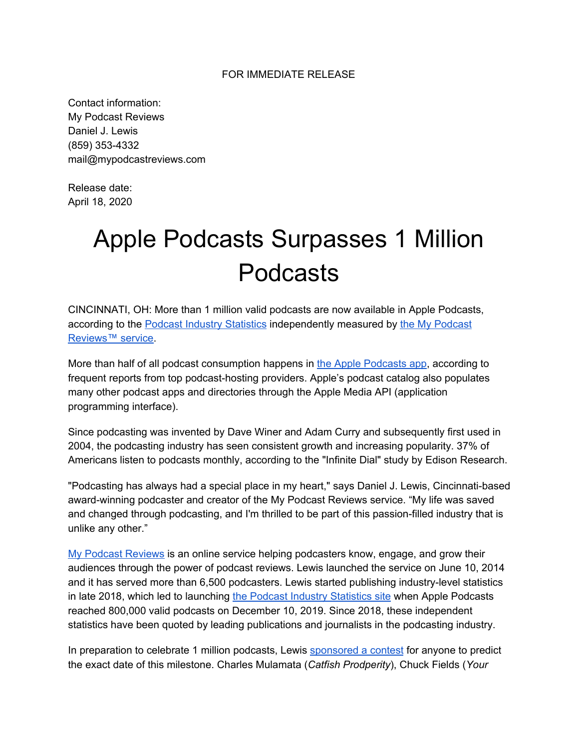FOR IMMEDIATE RELEASE

Contact information:
My Podcast Reviews
Daniel J. Lewis
(859) 353-4332
mail@mypodcastreviews.com

Release date:
April 18, 2020

# Apple Podcasts Surpasses 1 Million Podcasts

CINCINNATI, OH: More than 1 million valid podcasts are now available in Apple Podcasts, according to the [Podcast Industry Statistics]() independently measured by [the My Podcast Reviews™ service]().

More than half of all podcast consumption happens in [the Apple Podcasts app](), according to frequent reports from top podcast-hosting providers. Apple's podcast catalog also populates many other podcast apps and directories through the Apple Media API (application programming interface).

Since podcasting was invented by Dave Winer and Adam Curry and subsequently first used in 2004, the podcasting industry has seen consistent growth and increasing popularity. 37% of Americans listen to podcasts monthly, according to the "Infinite Dial" study by Edison Research.

"Podcasting has always had a special place in my heart," says Daniel J. Lewis, Cincinnati-based award-winning podcaster and creator of the My Podcast Reviews service. "My life was saved and changed through podcasting, and I'm thrilled to be part of this passion-filled industry that is unlike any other."

[My Podcast Reviews]() is an online service helping podcasters know, engage, and grow their audiences through the power of podcast reviews. Lewis launched the service on June 10, 2014 and it has served more than 6,500 podcasters. Lewis started publishing industry-level statistics in late 2018, which led to launching [the Podcast Industry Statistics site]() when Apple Podcasts reached 800,000 valid podcasts on December 10, 2019. Since 2018, these independent statistics have been quoted by leading publications and journalists in the podcasting industry.

In preparation to celebrate 1 million podcasts, Lewis [sponsored a contest]() for anyone to predict the exact date of this milestone. Charles Mulamata (*Catfish Prodperity*), Chuck Fields (*Your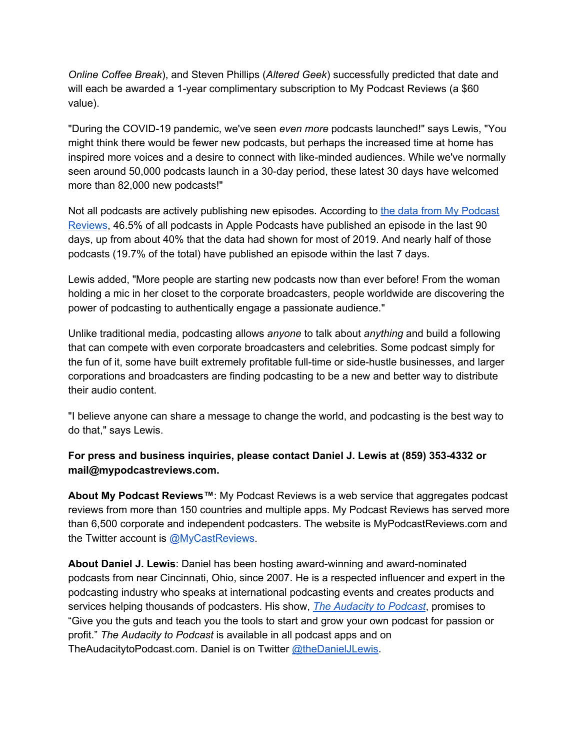*Online Coffee Break*), and Steven Phillips (*Altered Geek*) successfully predicted that date and will each be awarded a 1-year complimentary subscription to My Podcast Reviews (a $60 value).

"During the COVID-19 pandemic, we've seen *even more* podcasts launched!" says Lewis, "You might think there would be fewer new podcasts, but perhaps the increased time at home has inspired more voices and a desire to connect with like-minded audiences. While we've normally seen around 50,000 podcasts launch in a 30-day period, these latest 30 days have welcomed more than 82,000 new podcasts!"

Not all podcasts are actively publishing new episodes. According to [the data from My Podcast Reviews](), 46.5% of all podcasts in Apple Podcasts have published an episode in the last 90 days, up from about 40% that the data had shown for most of 2019. And nearly half of those podcasts (19.7% of the total) have published an episode within the last 7 days.

Lewis added, "More people are starting new podcasts now than ever before! From the woman holding a mic in her closet to the corporate broadcasters, people worldwide are discovering the power of podcasting to authentically engage a passionate audience."

Unlike traditional media, podcasting allows *anyone* to talk about *anything* and build a following that can compete with even corporate broadcasters and celebrities. Some podcast simply for the fun of it, some have built extremely profitable full-time or side-hustle businesses, and larger corporations and broadcasters are finding podcasting to be a new and better way to distribute their audio content.

"I believe anyone can share a message to change the world, and podcasting is the best way to do that," says Lewis.

**For press and business inquiries, please contact Daniel J. Lewis at (859) 353-4332 or mail@mypodcastreviews.com.**

**About My Podcast Reviews™**: My Podcast Reviews is a web service that aggregates podcast reviews from more than 150 countries and multiple apps. My Podcast Reviews has served more than 6,500 corporate and independent podcasters. The website is MyPodcastReviews.com and the Twitter account is @MyCastReviews.

**About Daniel J. Lewis**: Daniel has been hosting award-winning and award-nominated podcasts from near Cincinnati, Ohio, since 2007. He is a respected influencer and expert in the podcasting industry who speaks at international podcasting events and creates products and services helping thousands of podcasters. His show, *The Audacity to Podcast*, promises to "Give you the guts and teach you the tools to start and grow your own podcast for passion or profit." *The Audacity to Podcast* is available in all podcast apps and on TheAudacitytoPodcast.com. Daniel is on Twitter @theDanielJLewis.